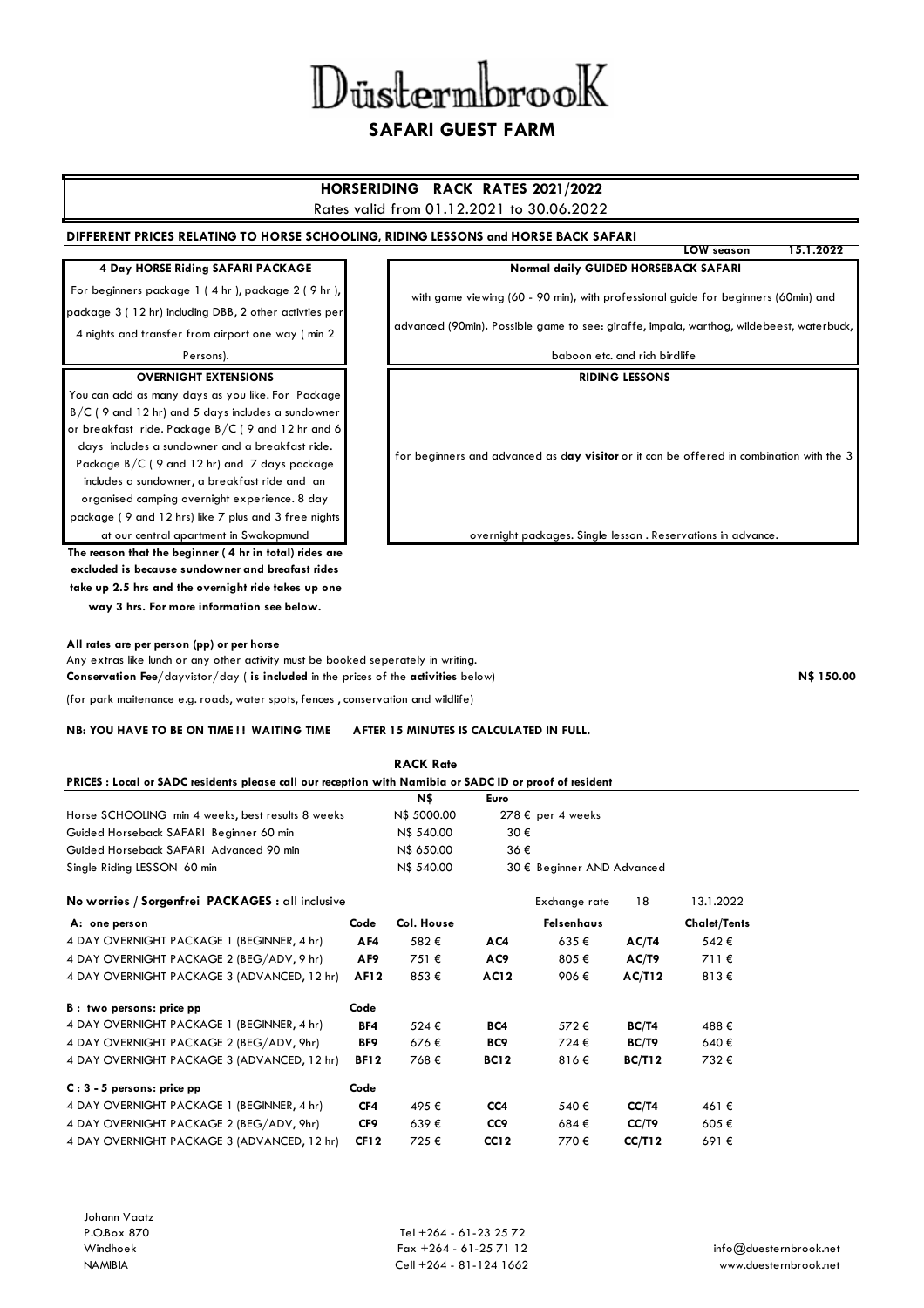# DüsternbrooK

## SAFARI GUEST FARM

### HORSERIDING RACK RATES 2021/2022

Rates valid from 01.12.2021 to 30.06.2022

**DIFFERENT PRICES RELATING TO HORSE SCHOOLING, RIDING LESSONS and HORSE BACK SAFARI**

**LOW season 15.1.2022**

| 4 Day HORSE Riding SAFARI PACKAGE | Normal daily GUIDED HORSEBACK SAFARI |
|---|---|
| For beginners package 1 ( 4 hr ), package 2 ( 9 hr ), package 3 ( 12 hr) including DBB, 2 other activties per 4 nights and transfer from airport one way ( min 2 Persons). | with game viewing (60 - 90 min), with professional guide for beginners (60min) and advanced (90min). Possible game to see: giraffe, impala, warthog, wildebeest, waterbuck, baboon etc. and rich birdlife |

| OVERNIGHT EXTENSIONS | RIDING LESSONS |
|---|---|
| You can add as many days as you like. For Package B/C ( 9 and 12 hr) and 5 days includes a sundowner or breakfast ride. Package B/C ( 9 and 12 hr and 6 days includes a sundowner and a breakfast ride. Package B/C ( 9 and 12 hr) and 7 days package includes a sundowner, a breakfast ride and an organised camping overnight experience. 8 day package ( 9 and 12 hrs) like 7 plus and 3 free nights at our central apartment in Swakopmund | for beginners and advanced as d**ay visitor** or it can be offered in combination with the 3 overnight packages. Single lesson . Reservations in advance. |

**The reason that the beginner ( 4 hr in total) rides are excluded is because sundowner and breafast rides take up 2.5 hrs and the overnight ride takes up one way 3 hrs. For more information see below.**

**All rates are per person (pp) or per horse**

Any extras like lunch or any other activity must be booked seperately in writing.

**Conservation Fee**/dayvistor/day ( **is included** in the prices of the **activities** below) **N$ 150.00**

(for park maitenance e.g. roads, water spots, fences , conservation and wildlife)

**NB: YOU HAVE TO BE ON TIME ! ! WAITING TIME AFTER 15 MINUTES IS CALCULATED IN FULL.**

**RACK Rate**

**PRICES : Local or SADC residents please call our reception with Namibia or SADC ID or proof of resident**

| | N$ | Euro |
|---|---|---|
| Horse SCHOOLING min 4 weeks, best results 8 weeks | N$ 5000.00 | 278 € per 4 weeks |
| Guided Horseback SAFARI Beginner 60 min | N$ 540.00 | 30 € |
| Guided Horseback SAFARI Advanced 90 min | N$ 650.00 | 36 € |
| Single Riding LESSON 60 min | N$ 540.00 | 30 € Beginner AND Advanced |

**No worries / Sorgenfrei PACKAGES :** all inclusive — Exchange rate 18 — 13.1.2022

| | Code | Col. House | Code | Felsenhaus | Code | Chalet/Tents |
|---|---|---|---|---|---|---|
| **A: one person** | | | | | | |
| 4 DAY OVERNIGHT PACKAGE 1 (BEGINNER, 4 hr) | **AF4** | 582 € | **AC4** | 635 € | **AC/T4** | 542 € |
| 4 DAY OVERNIGHT PACKAGE 2 (BEG/ADV, 9 hr) | **AF9** | 751 € | **AC9** | 805 € | **AC/T9** | 711 € |
| 4 DAY OVERNIGHT PACKAGE 3 (ADVANCED, 12 hr) | **AF12** | 853 € | **AC12** | 906 € | **AC/T12** | 813 € |
| **B : two persons: price pp** | **Code** | | | | | |
| 4 DAY OVERNIGHT PACKAGE 1 (BEGINNER, 4 hr) | **BF4** | 524 € | **BC4** | 572 € | **BC/T4** | 488 € |
| 4 DAY OVERNIGHT PACKAGE 2 (BEG/ADV, 9hr) | **BF9** | 676 € | **BC9** | 724 € | **BC/T9** | 640 € |
| 4 DAY OVERNIGHT PACKAGE 3 (ADVANCED, 12 hr) | **BF12** | 768 € | **BC12** | 816 € | **BC/T12** | 732 € |
| **C : 3 - 5 persons: price pp** | **Code** | | | | | |
| 4 DAY OVERNIGHT PACKAGE 1 (BEGINNER, 4 hr) | **CF4** | 495 € | **CC4** | 540 € | **CC/T4** | 461 € |
| 4 DAY OVERNIGHT PACKAGE 2 (BEG/ADV, 9hr) | **CF9** | 639 € | **CC9** | 684 € | **CC/T9** | 605 € |
| 4 DAY OVERNIGHT PACKAGE 3 (ADVANCED, 12 hr) | **CF12** | 725 € | **CC12** | 770 € | **CC/T12** | 691 € |

Johann Vaatz
P.O.Box 870
Windhoek
NAMIBIA

Tel +264 - 61-23 25 72
Fax +264 - 61-25 71 12
Cell +264 - 81-124 1662

info@duesternbrook.net
www.duesternbrook.net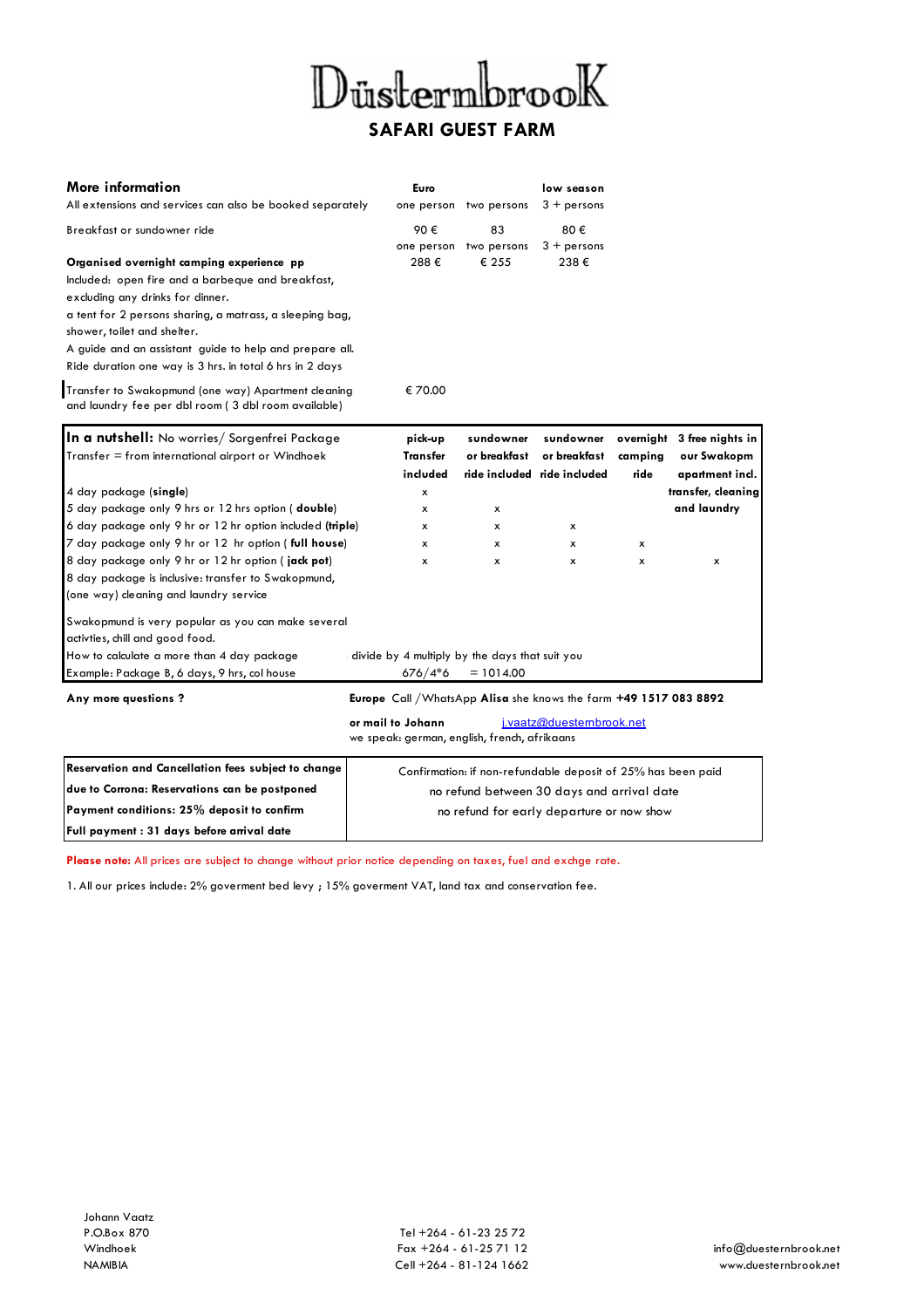# DüsternbrooK

## SAFARI GUEST FARM

| **More information** | **Euro** | | **low season** |
|---|---|---|---|
| All extensions and services can also be booked separately | one person | two persons | 3 + persons |
| Breakfast or sundowner ride | 90 € | 83 | 80 € |
| | one person | two persons | 3 + persons |
| **Organised overnight camping experience pp** | 288 € | € 255 | 238 € |
| Included: open fire and a barbeque and breakfast, excluding any drinks for dinner. a tent for 2 persons sharing, a matrass, a sleeping bag, shower, toilet and shelter. A guide and an assistant guide to help and prepare all. Ride duration one way is 3 hrs. in total 6 hrs in 2 days | | | |
| Transfer to Swakopmund (one way) Apartment cleaning and laundry fee per dbl room ( 3 dbl room available) | € 70.00 | | |

| **In a nutshell:** No worries/ Sorgenfrei Package<br>Transfer = from international airport or Windhoek | **pick-up Transfer included** | **sundowner or breakfast ride included** | **sundowner or breakfast ride included** | **overnight camping ride** | **3 free nights in our Swakopm apartment incl. transfer, cleaning and laundry** |
|---|---|---|---|---|---|
| 4 day package (**single**) | x | | | | |
| 5 day package only 9 hrs or 12 hrs option ( **double**) | x | x | | | |
| 6 day package only 9 hr or 12 hr option included (**triple**) | x | x | x | | |
| 7 day package only 9 hr or 12 hr option ( **full house**) | x | x | x | x | |
| 8 day package only 9 hr or 12 hr option ( **jack pot**) | x | x | x | x | x |
| 8 day package is inclusive: transfer to Swakopmund, (one way) cleaning and laundry service | | | | | |
| Swakopmund is very popular as you can make several activties, chill and good food. | | | | | |
| How to calculate a more than 4 day package | divide by 4 multiply by the days that suit you | | | | |
| Example: Package B, 6 days, 9 hrs, col house | 676/4*6 | = 1014.00 | | | |

**Any more questions ?**

**Europe** Call /WhatsApp **Alisa** she knows the farm **+49 1517 083 8892**

**or mail to Johann** j.vaatz@duesternbrook.net

we speak: german, english, french, afrikaans

| | |
|---|---|
| **Reservation and Cancellation fees subject to change** | Confirmation: if non-refundable deposit of 25% has been paid |
| **due to Corrona: Reservations can be postponed** | no refund between 30 days and arrival date |
| **Payment conditions: 25% deposit to confirm** | no refund for early departure or now show |
| **Full payment : 31 days before arrival date** | |

**Please note:** All prices are subject to change without prior notice depending on taxes, fuel and exchge rate.

1. All our prices include: 2% goverment bed levy ; 15% goverment VAT, land tax and conservation fee.

Johann Vaatz
P.O.Box 870
Windhoek
NAMIBIA

Tel +264 - 61-23 25 72
Fax +264 - 61-25 71 12
Cell +264 - 81-124 1662

info@duesternbrook.net
www.duesternbrook.net